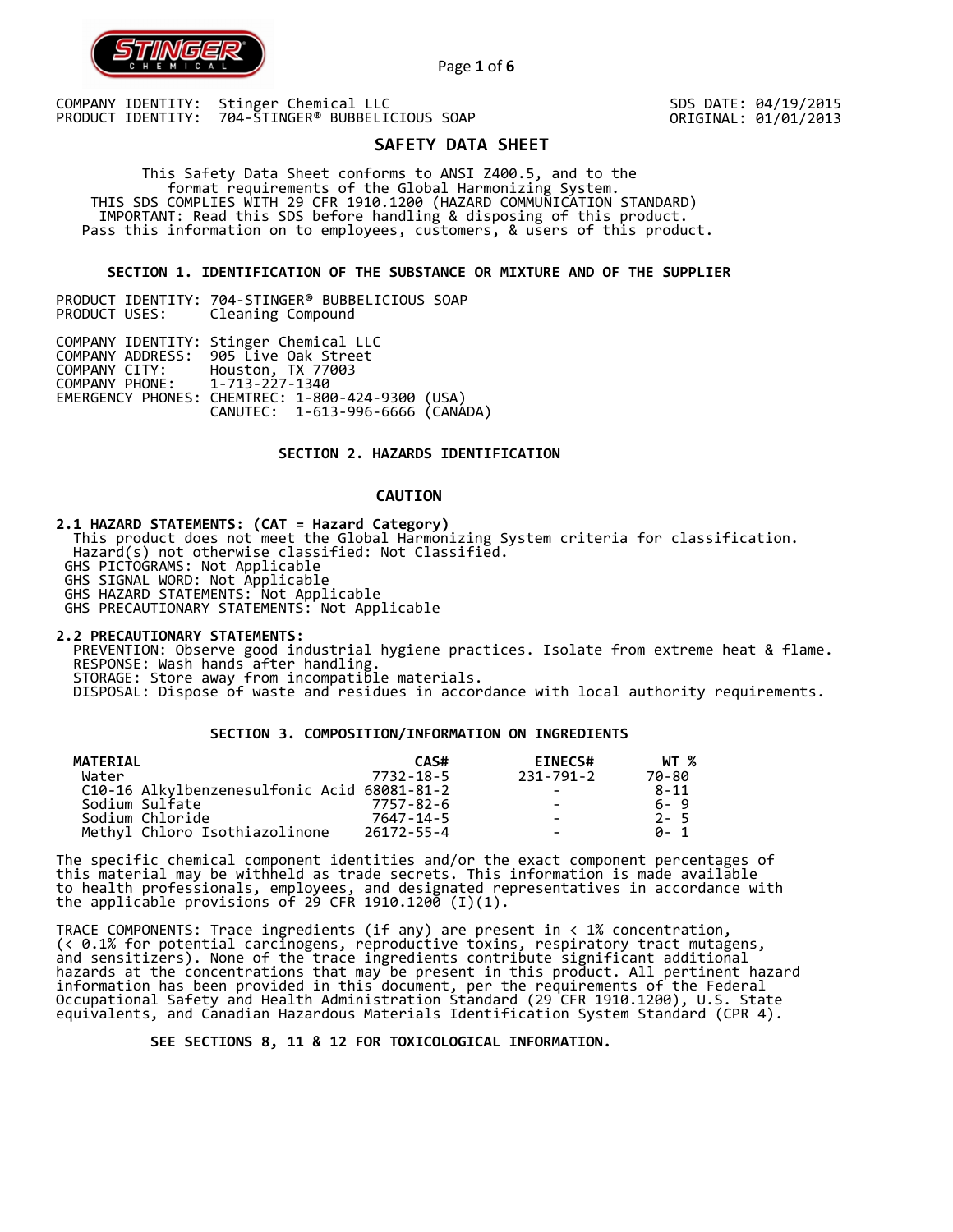COMPANY IDENTITY: Stinger Chemical LLC
PRODUCT IDENTITY: 704-STINGER® BUBBELICIOUS SOAP

SDS DATE: 04/19/2015
ORIGINAL: 01/01/2013

# SAFETY DATA SHEET

This Safety Data Sheet conforms to ANSI Z400.5, and to the format requirements of the Global Harmonizing System.
THIS SDS COMPLIES WITH 29 CFR 1910.1200 (HAZARD COMMUNICATION STANDARD)
IMPORTANT: Read this SDS before handling & disposing of this product.
Pass this information on to employees, customers, & users of this product.

## SECTION 1. IDENTIFICATION OF THE SUBSTANCE OR MIXTURE AND OF THE SUPPLIER

PRODUCT IDENTITY: 704-STINGER® BUBBELICIOUS SOAP
PRODUCT USES: Cleaning Compound

COMPANY IDENTITY: Stinger Chemical LLC
COMPANY ADDRESS: 905 Live Oak Street
COMPANY CITY: Houston, TX 77003
COMPANY PHONE: 1-713-227-1340
EMERGENCY PHONES: CHEMTREC: 1-800-424-9300 (USA)
CANUTEC: 1-613-996-6666 (CANADA)

## SECTION 2. HAZARDS IDENTIFICATION

**CAUTION**

**2.1 HAZARD STATEMENTS: (CAT = Hazard Category)**
This product does not meet the Global Harmonizing System criteria for classification.
Hazard(s) not otherwise classified: Not Classified.
GHS PICTOGRAMS: Not Applicable
GHS SIGNAL WORD: Not Applicable
GHS HAZARD STATEMENTS: Not Applicable
GHS PRECAUTIONARY STATEMENTS: Not Applicable

**2.2 PRECAUTIONARY STATEMENTS:**
PREVENTION: Observe good industrial hygiene practices. Isolate from extreme heat & flame.
RESPONSE: Wash hands after handling.
STORAGE: Store away from incompatible materials.
DISPOSAL: Dispose of waste and residues in accordance with local authority requirements.

## SECTION 3. COMPOSITION/INFORMATION ON INGREDIENTS

| MATERIAL | CAS# | EINECS# | WT % |
|---|---|---|---|
| Water | 7732-18-5 | 231-791-2 | 70-80 |
| C10-16 Alkylbenzenesulfonic Acid | 68081-81-2 | - | 8-11 |
| Sodium Sulfate | 7757-82-6 | - | 6- 9 |
| Sodium Chloride | 7647-14-5 | - | 2- 5 |
| Methyl Chloro Isothiazolinone | 26172-55-4 | - | 0- 1 |

The specific chemical component identities and/or the exact component percentages of this material may be withheld as trade secrets. This information is made available to health professionals, employees, and designated representatives in accordance with the applicable provisions of 29 CFR 1910.1200 (I)(1).

TRACE COMPONENTS: Trace ingredients (if any) are present in < 1% concentration, (< 0.1% for potential carcinogens, reproductive toxins, respiratory tract mutagens, and sensitizers). None of the trace ingredients contribute significant additional hazards at the concentrations that may be present in this product. All pertinent hazard information has been provided in this document, per the requirements of the Federal Occupational Safety and Health Administration Standard (29 CFR 1910.1200), U.S. State equivalents, and Canadian Hazardous Materials Identification System Standard (CPR 4).

**SEE SECTIONS 8, 11 & 12 FOR TOXICOLOGICAL INFORMATION.**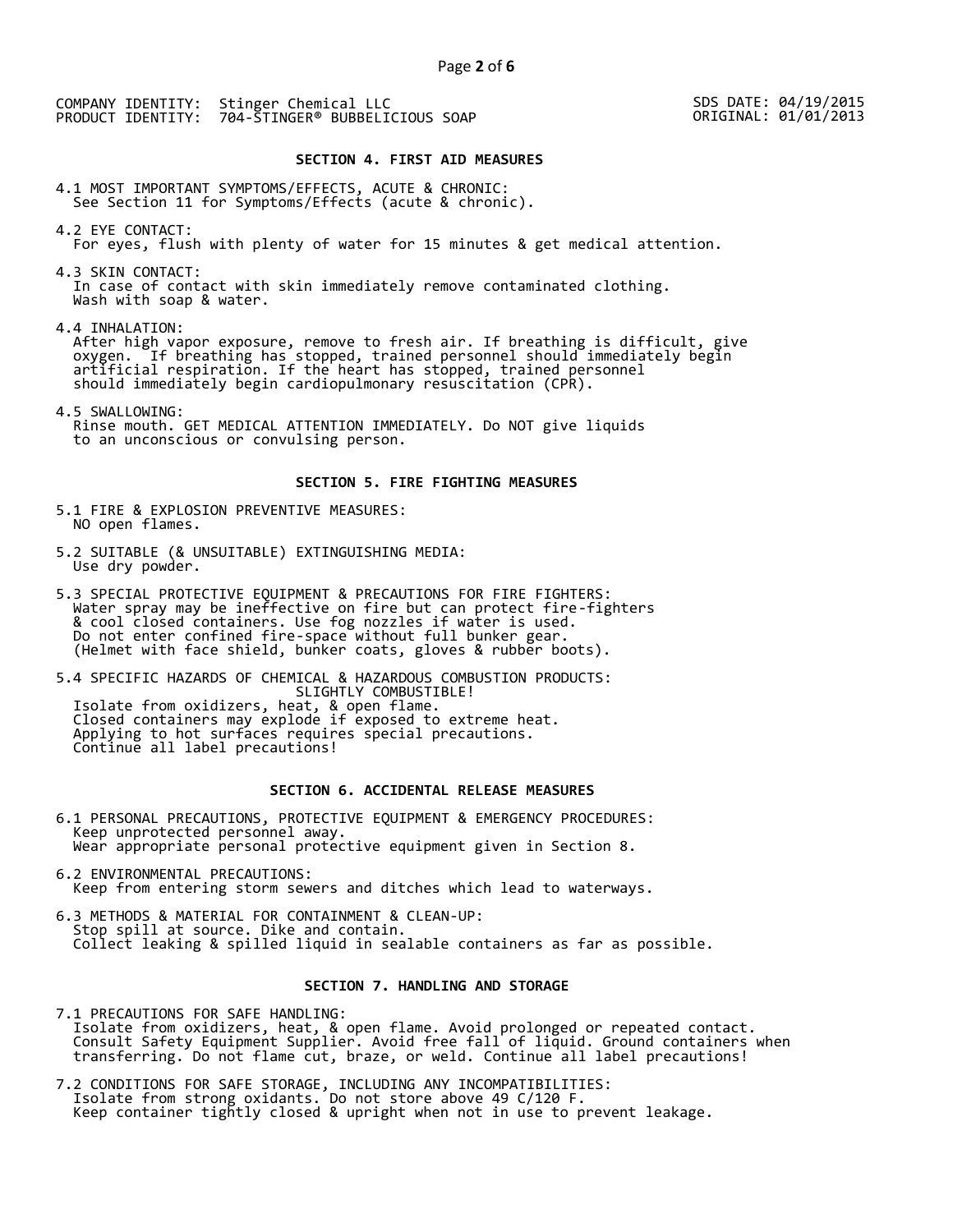COMPANY IDENTITY: Stinger Chemical LLC
PRODUCT IDENTITY: 704-STINGER® BUBBELICIOUS SOAP

SDS DATE: 04/19/2015
ORIGINAL: 01/01/2013

## SECTION 4. FIRST AID MEASURES

4.1 MOST IMPORTANT SYMPTOMS/EFFECTS, ACUTE & CHRONIC:
See Section 11 for Symptoms/Effects (acute & chronic).

4.2 EYE CONTACT:
For eyes, flush with plenty of water for 15 minutes & get medical attention.

4.3 SKIN CONTACT:
In case of contact with skin immediately remove contaminated clothing.
Wash with soap & water.

4.4 INHALATION:
After high vapor exposure, remove to fresh air. If breathing is difficult, give oxygen. If breathing has stopped, trained personnel should immediately begin artificial respiration. If the heart has stopped, trained personnel should immediately begin cardiopulmonary resuscitation (CPR).

4.5 SWALLOWING:
Rinse mouth. GET MEDICAL ATTENTION IMMEDIATELY. Do NOT give liquids to an unconscious or convulsing person.

## SECTION 5. FIRE FIGHTING MEASURES

5.1 FIRE & EXPLOSION PREVENTIVE MEASURES:
NO open flames.

5.2 SUITABLE (& UNSUITABLE) EXTINGUISHING MEDIA:
Use dry powder.

5.3 SPECIAL PROTECTIVE EQUIPMENT & PRECAUTIONS FOR FIRE FIGHTERS:
Water spray may be ineffective on fire but can protect fire-fighters & cool closed containers. Use fog nozzles if water is used.
Do not enter confined fire-space without full bunker gear.
(Helmet with face shield, bunker coats, gloves & rubber boots).

5.4 SPECIFIC HAZARDS OF CHEMICAL & HAZARDOUS COMBUSTION PRODUCTS:
SLIGHTLY COMBUSTIBLE!
Isolate from oxidizers, heat, & open flame.
Closed containers may explode if exposed to extreme heat.
Applying to hot surfaces requires special precautions.
Continue all label precautions!

## SECTION 6. ACCIDENTAL RELEASE MEASURES

6.1 PERSONAL PRECAUTIONS, PROTECTIVE EQUIPMENT & EMERGENCY PROCEDURES:
Keep unprotected personnel away.
Wear appropriate personal protective equipment given in Section 8.

6.2 ENVIRONMENTAL PRECAUTIONS:
Keep from entering storm sewers and ditches which lead to waterways.

6.3 METHODS & MATERIAL FOR CONTAINMENT & CLEAN-UP:
Stop spill at source. Dike and contain.
Collect leaking & spilled liquid in sealable containers as far as possible.

## SECTION 7. HANDLING AND STORAGE

7.1 PRECAUTIONS FOR SAFE HANDLING:
Isolate from oxidizers, heat, & open flame. Avoid prolonged or repeated contact.
Consult Safety Equipment Supplier. Avoid free fall of liquid. Ground containers when transferring. Do not flame cut, braze, or weld. Continue all label precautions!

7.2 CONDITIONS FOR SAFE STORAGE, INCLUDING ANY INCOMPATIBILITIES:
Isolate from strong oxidants. Do not store above 49 C/120 F.
Keep container tightly closed & upright when not in use to prevent leakage.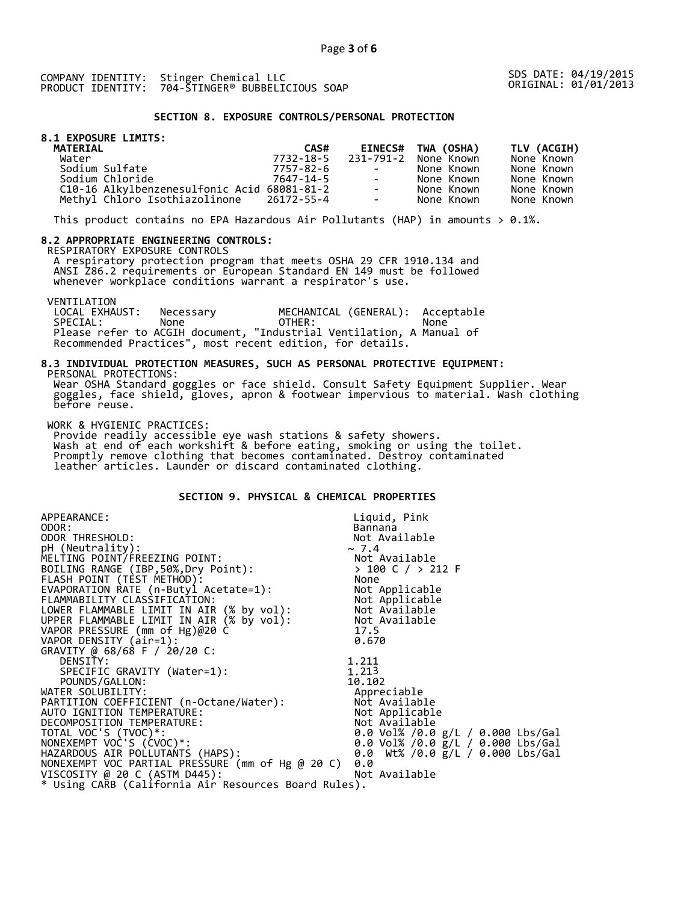COMPANY IDENTITY: Stinger Chemical LLC
PRODUCT IDENTITY: 704-STINGER® BUBBELICIOUS SOAP

SDS DATE: 04/19/2015
ORIGINAL: 01/01/2013

## SECTION 8. EXPOSURE CONTROLS/PERSONAL PROTECTION

### 8.1 EXPOSURE LIMITS:

| MATERIAL | CAS# | EINECS# | TWA (OSHA) | TLV (ACGIH) |
|---|---|---|---|---|
| Water | 7732-18-5 | 231-791-2 | None Known | None Known |
| Sodium Sulfate | 7757-82-6 | - | None Known | None Known |
| Sodium Chloride | 7647-14-5 | - | None Known | None Known |
| C10-16 Alkylbenzenesulfonic Acid | 68081-81-2 | - | None Known | None Known |
| Methyl Chloro Isothiazolinone | 26172-55-4 | - | None Known | None Known |

This product contains no EPA Hazardous Air Pollutants (HAP) in amounts > 0.1%.

### 8.2 APPROPRIATE ENGINEERING CONTROLS:

RESPIRATORY EXPOSURE CONTROLS
A respiratory protection program that meets OSHA 29 CFR 1910.134 and ANSI Z86.2 requirements or European Standard EN 149 must be followed whenever workplace conditions warrant a respirator's use.

VENTILATION

| | | | |
|---|---|---|---|
| LOCAL EXHAUST: | Necessary | MECHANICAL (GENERAL): | Acceptable |
| SPECIAL: | None | OTHER: | None |

Please refer to ACGIH document, "Industrial Ventilation, A Manual of Recommended Practices", most recent edition, for details.

### 8.3 INDIVIDUAL PROTECTION MEASURES, SUCH AS PERSONAL PROTECTIVE EQUIPMENT:

PERSONAL PROTECTIONS:
Wear OSHA Standard goggles or face shield. Consult Safety Equipment Supplier. Wear goggles, face shield, gloves, apron & footwear impervious to material. Wash clothing before reuse.

WORK & HYGIENIC PRACTICES:
Provide readily accessible eye wash stations & safety showers.
Wash at end of each workshift & before eating, smoking or using the toilet.
Promptly remove clothing that becomes contaminated. Destroy contaminated leather articles. Launder or discard contaminated clothing.

## SECTION 9. PHYSICAL & CHEMICAL PROPERTIES

| | |
|---|---|
| APPEARANCE: | Liquid, Pink |
| ODOR: | Bannana |
| ODOR THRESHOLD: | Not Available |
| pH (Neutrality): | ~ 7.4 |
| MELTING POINT/FREEZING POINT: | Not Available |
| BOILING RANGE (IBP,50%,Dry Point): | > 100 C / > 212 F |
| FLASH POINT (TEST METHOD): | None |
| EVAPORATION RATE (n-Butyl Acetate=1): | Not Applicable |
| FLAMMABILITY CLASSIFICATION: | Not Applicable |
| LOWER FLAMMABLE LIMIT IN AIR (% by vol): | Not Available |
| UPPER FLAMMABLE LIMIT IN AIR (% by vol): | Not Available |
| VAPOR PRESSURE (mm of Hg)@20 C | 17.5 |
| VAPOR DENSITY (air=1): | 0.670 |
| GRAVITY @ 68/68 F / 20/20 C: | |
| DENSITY: | 1.211 |
| SPECIFIC GRAVITY (Water=1): | 1.213 |
| POUNDS/GALLON: | 10.102 |
| WATER SOLUBILITY: | Appreciable |
| PARTITION COEFFICIENT (n-Octane/Water): | Not Available |
| AUTO IGNITION TEMPERATURE: | Not Applicable |
| DECOMPOSITION TEMPERATURE: | Not Available |
| TOTAL VOC'S (TVOC)*: | 0.0 Vol% /0.0 g/L / 0.000 Lbs/Gal |
| NONEXEMPT VOC'S (CVOC)*: | 0.0 Vol% /0.0 g/L / 0.000 Lbs/Gal |
| HAZARDOUS AIR POLLUTANTS (HAPS): | 0.0 Wt% /0.0 g/L / 0.000 Lbs/Gal |
| NONEXEMPT VOC PARTIAL PRESSURE (mm of Hg @ 20 C) | 0.0 |
| VISCOSITY @ 20 C (ASTM D445): | Not Available |

* Using CARB (California Air Resources Board Rules).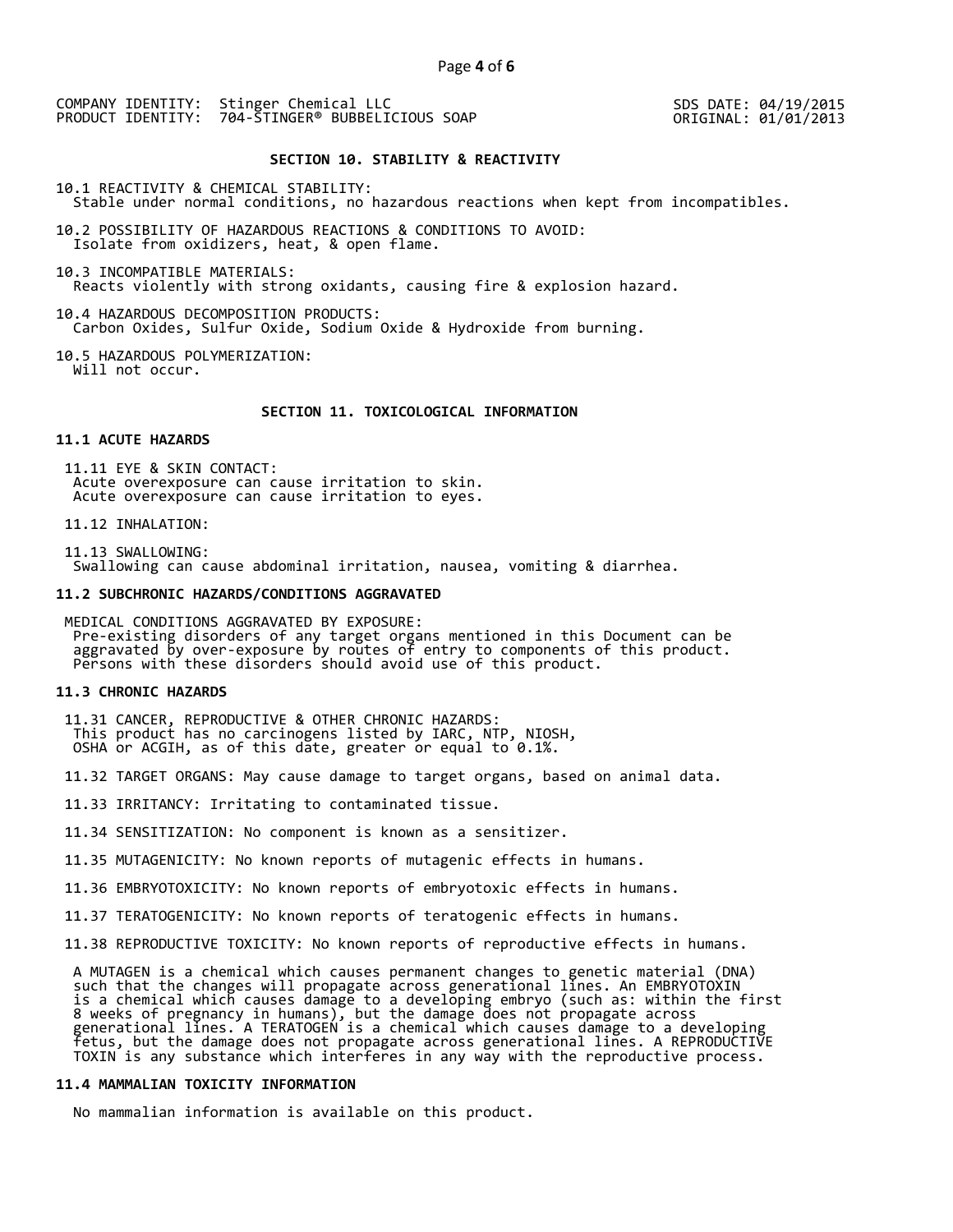COMPANY IDENTITY: Stinger Chemical LLC
PRODUCT IDENTITY: 704-STINGER® BUBBELICIOUS SOAP

SDS DATE: 04/19/2015
ORIGINAL: 01/01/2013

## SECTION 10. STABILITY & REACTIVITY

10.1 REACTIVITY & CHEMICAL STABILITY:
Stable under normal conditions, no hazardous reactions when kept from incompatibles.

10.2 POSSIBILITY OF HAZARDOUS REACTIONS & CONDITIONS TO AVOID:
Isolate from oxidizers, heat, & open flame.

10.3 INCOMPATIBLE MATERIALS:
Reacts violently with strong oxidants, causing fire & explosion hazard.

10.4 HAZARDOUS DECOMPOSITION PRODUCTS:
Carbon Oxides, Sulfur Oxide, Sodium Oxide & Hydroxide from burning.

10.5 HAZARDOUS POLYMERIZATION:
Will not occur.

## SECTION 11. TOXICOLOGICAL INFORMATION

### 11.1 ACUTE HAZARDS

11.11 EYE & SKIN CONTACT:
Acute overexposure can cause irritation to skin.
Acute overexposure can cause irritation to eyes.

11.12 INHALATION:

11.13 SWALLOWING:
Swallowing can cause abdominal irritation, nausea, vomiting & diarrhea.

### 11.2 SUBCHRONIC HAZARDS/CONDITIONS AGGRAVATED

MEDICAL CONDITIONS AGGRAVATED BY EXPOSURE:
Pre-existing disorders of any target organs mentioned in this Document can be aggravated by over-exposure by routes of entry to components of this product. Persons with these disorders should avoid use of this product.

### 11.3 CHRONIC HAZARDS

11.31 CANCER, REPRODUCTIVE & OTHER CHRONIC HAZARDS:
This product has no carcinogens listed by IARC, NTP, NIOSH, OSHA or ACGIH, as of this date, greater or equal to 0.1%.

11.32 TARGET ORGANS: May cause damage to target organs, based on animal data.

11.33 IRRITANCY: Irritating to contaminated tissue.

11.34 SENSITIZATION: No component is known as a sensitizer.

11.35 MUTAGENICITY: No known reports of mutagenic effects in humans.

11.36 EMBRYOTOXICITY: No known reports of embryotoxic effects in humans.

11.37 TERATOGENICITY: No known reports of teratogenic effects in humans.

11.38 REPRODUCTIVE TOXICITY: No known reports of reproductive effects in humans.

A MUTAGEN is a chemical which causes permanent changes to genetic material (DNA) such that the changes will propagate across generational lines. An EMBRYOTOXIN is a chemical which causes damage to a developing embryo (such as: within the first 8 weeks of pregnancy in humans), but the damage does not propagate across generational lines. A TERATOGEN is a chemical which causes damage to a developing fetus, but the damage does not propagate across generational lines. A REPRODUCTIVE TOXIN is any substance which interferes in any way with the reproductive process.

### 11.4 MAMMALIAN TOXICITY INFORMATION

No mammalian information is available on this product.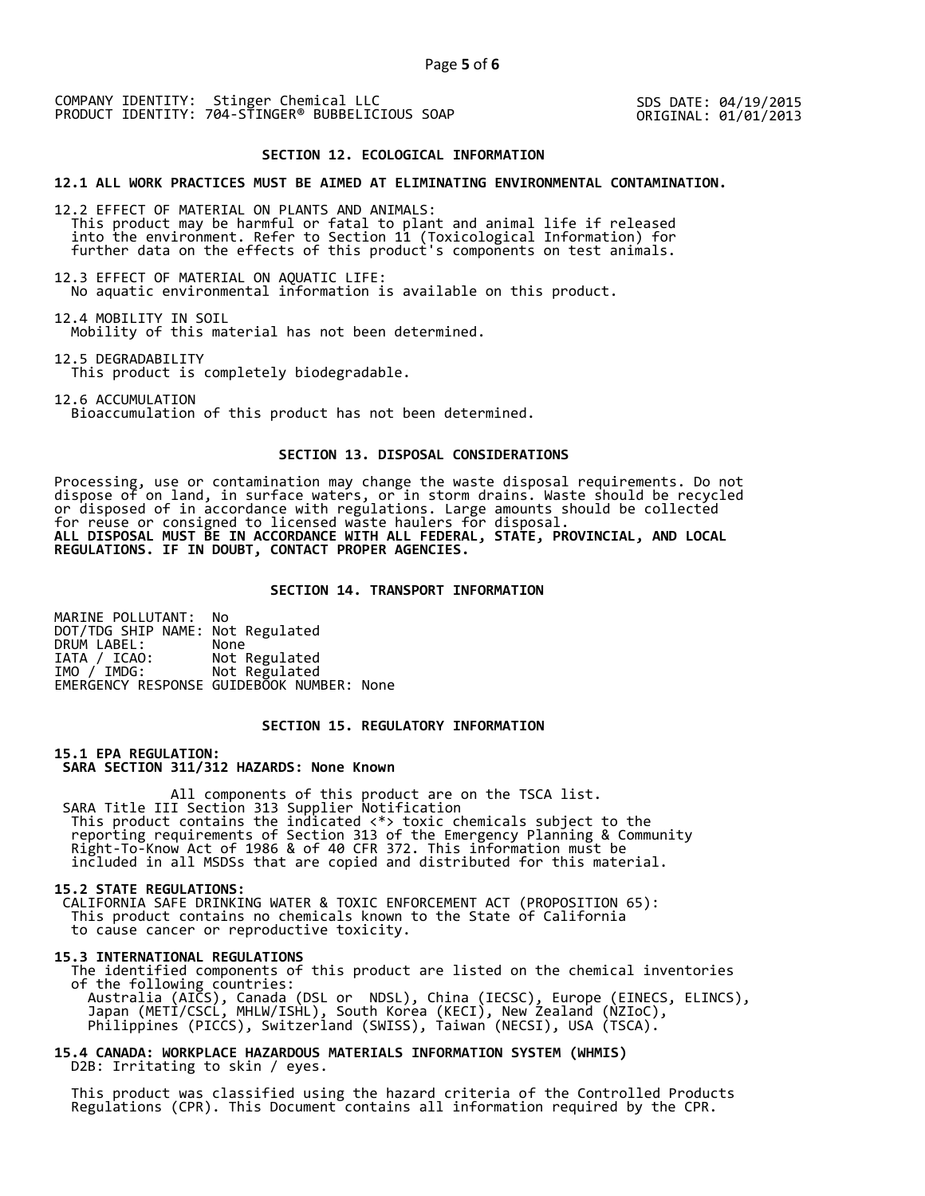COMPANY IDENTITY: Stinger Chemical LLC
PRODUCT IDENTITY: 704-STINGER® BUBBELICIOUS SOAP

SDS DATE: 04/19/2015
ORIGINAL: 01/01/2013

## SECTION 12. ECOLOGICAL INFORMATION

**12.1 ALL WORK PRACTICES MUST BE AIMED AT ELIMINATING ENVIRONMENTAL CONTAMINATION.**

12.2 EFFECT OF MATERIAL ON PLANTS AND ANIMALS:
This product may be harmful or fatal to plant and animal life if released into the environment. Refer to Section 11 (Toxicological Information) for further data on the effects of this product's components on test animals.

12.3 EFFECT OF MATERIAL ON AQUATIC LIFE:
No aquatic environmental information is available on this product.

12.4 MOBILITY IN SOIL
Mobility of this material has not been determined.

12.5 DEGRADABILITY
This product is completely biodegradable.

12.6 ACCUMULATION
Bioaccumulation of this product has not been determined.

## SECTION 13. DISPOSAL CONSIDERATIONS

Processing, use or contamination may change the waste disposal requirements. Do not dispose of on land, in surface waters, or in storm drains. Waste should be recycled or disposed of in accordance with regulations. Large amounts should be collected for reuse or consigned to licensed waste haulers for disposal.
**ALL DISPOSAL MUST BE IN ACCORDANCE WITH ALL FEDERAL, STATE, PROVINCIAL, AND LOCAL REGULATIONS. IF IN DOUBT, CONTACT PROPER AGENCIES.**

## SECTION 14. TRANSPORT INFORMATION

MARINE POLLUTANT: No
DOT/TDG SHIP NAME: Not Regulated
DRUM LABEL: None
IATA / ICAO: Not Regulated
IMO / IMDG: Not Regulated
EMERGENCY RESPONSE GUIDEBOOK NUMBER: None

## SECTION 15. REGULATORY INFORMATION

**15.1 EPA REGULATION:**
**SARA SECTION 311/312 HAZARDS: None Known**

All components of this product are on the TSCA list.
SARA Title III Section 313 Supplier Notification
This product contains the indicated <*> toxic chemicals subject to the reporting requirements of Section 313 of the Emergency Planning & Community Right-To-Know Act of 1986 & of 40 CFR 372. This information must be included in all MSDSs that are copied and distributed for this material.

**15.2 STATE REGULATIONS:**
CALIFORNIA SAFE DRINKING WATER & TOXIC ENFORCEMENT ACT (PROPOSITION 65):
This product contains no chemicals known to the State of California to cause cancer or reproductive toxicity.

**15.3 INTERNATIONAL REGULATIONS**
The identified components of this product are listed on the chemical inventories of the following countries:
Australia (AICS), Canada (DSL or NDSL), China (IECSC), Europe (EINECS, ELINCS), Japan (METI/CSCL, MHLW/ISHL), South Korea (KECI), New Zealand (NZIoC), Philippines (PICCS), Switzerland (SWISS), Taiwan (NECSI), USA (TSCA).

**15.4 CANADA: WORKPLACE HAZARDOUS MATERIALS INFORMATION SYSTEM (WHMIS)**
D2B: Irritating to skin / eyes.

This product was classified using the hazard criteria of the Controlled Products Regulations (CPR). This Document contains all information required by the CPR.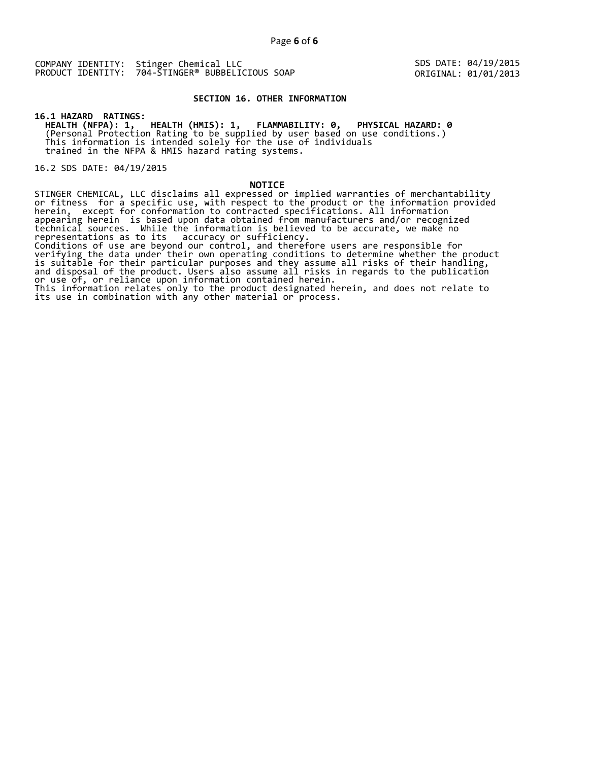COMPANY IDENTITY: Stinger Chemical LLC
PRODUCT IDENTITY: 704-STINGER® BUBBELICIOUS SOAP

SDS DATE: 04/19/2015
ORIGINAL: 01/01/2013

## SECTION 16. OTHER INFORMATION

**16.1 HAZARD RATINGS:**
**HEALTH (NFPA): 1, HEALTH (HMIS): 1, FLAMMABILITY: 0, PHYSICAL HAZARD: 0**
(Personal Protection Rating to be supplied by user based on use conditions.)
This information is intended solely for the use of individuals trained in the NFPA & HMIS hazard rating systems.

16.2 SDS DATE: 04/19/2015

**NOTICE**

STINGER CHEMICAL, LLC disclaims all expressed or implied warranties of merchantability or fitness for a specific use, with respect to the product or the information provided herein, except for conformation to contracted specifications. All information appearing herein is based upon data obtained from manufacturers and/or recognized technical sources. While the information is believed to be accurate, we make no representations as to its accuracy or sufficiency.
Conditions of use are beyond our control, and therefore users are responsible for verifying the data under their own operating conditions to determine whether the product is suitable for their particular purposes and they assume all risks of their handling, and disposal of the product. Users also assume all risks in regards to the publication or use of, or reliance upon information contained herein.
This information relates only to the product designated herein, and does not relate to its use in combination with any other material or process.